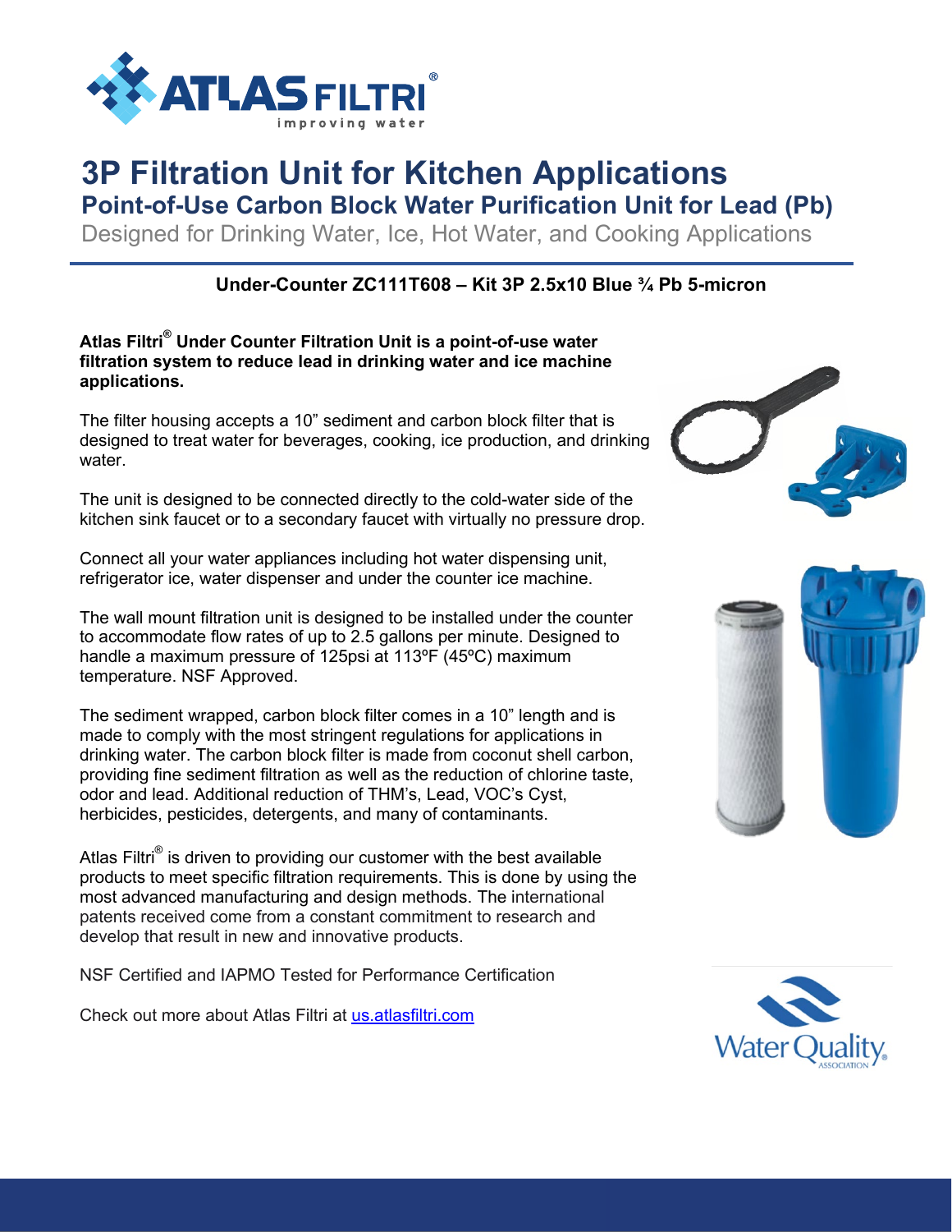# 3P Filtration Unit for Kitchen Applications

## Point-of-Use Carbon Block Water Purification Unit for Lead (Pb)

Designed for Drinking Water, Ice, Hot Water, and Cooking Applications

**Under-Counter ZC111T608 – Kit 3P 2.5x10 Blue ¾ Pb 5-micron**

**Atlas Filtri® Under Counter Filtration Unit is a point-of-use water filtration system to reduce lead in drinking water and ice machine applications.**

The filter housing accepts a 10" sediment and carbon block filter that is designed to treat water for beverages, cooking, ice production, and drinking water.

The unit is designed to be connected directly to the cold-water side of the kitchen sink faucet or to a secondary faucet with virtually no pressure drop.

Connect all your water appliances including hot water dispensing unit, refrigerator ice, water dispenser and under the counter ice machine.

The wall mount filtration unit is designed to be installed under the counter to accommodate flow rates of up to 2.5 gallons per minute. Designed to handle a maximum pressure of 125psi at 113ºF (45ºC) maximum temperature. NSF Approved.

The sediment wrapped, carbon block filter comes in a 10" length and is made to comply with the most stringent regulations for applications in drinking water. The carbon block filter is made from coconut shell carbon, providing fine sediment filtration as well as the reduction of chlorine taste, odor and lead. Additional reduction of THM's, Lead, VOC's Cyst, herbicides, pesticides, detergents, and many of contaminants.

Atlas Filtri® is driven to providing our customer with the best available products to meet specific filtration requirements. This is done by using the most advanced manufacturing and design methods. The international patents received come from a constant commitment to research and develop that result in new and innovative products.

NSF Certified and IAPMO Tested for Performance Certification

Check out more about Atlas Filtri at [us.atlasfiltri.com](us.atlasfiltri.com)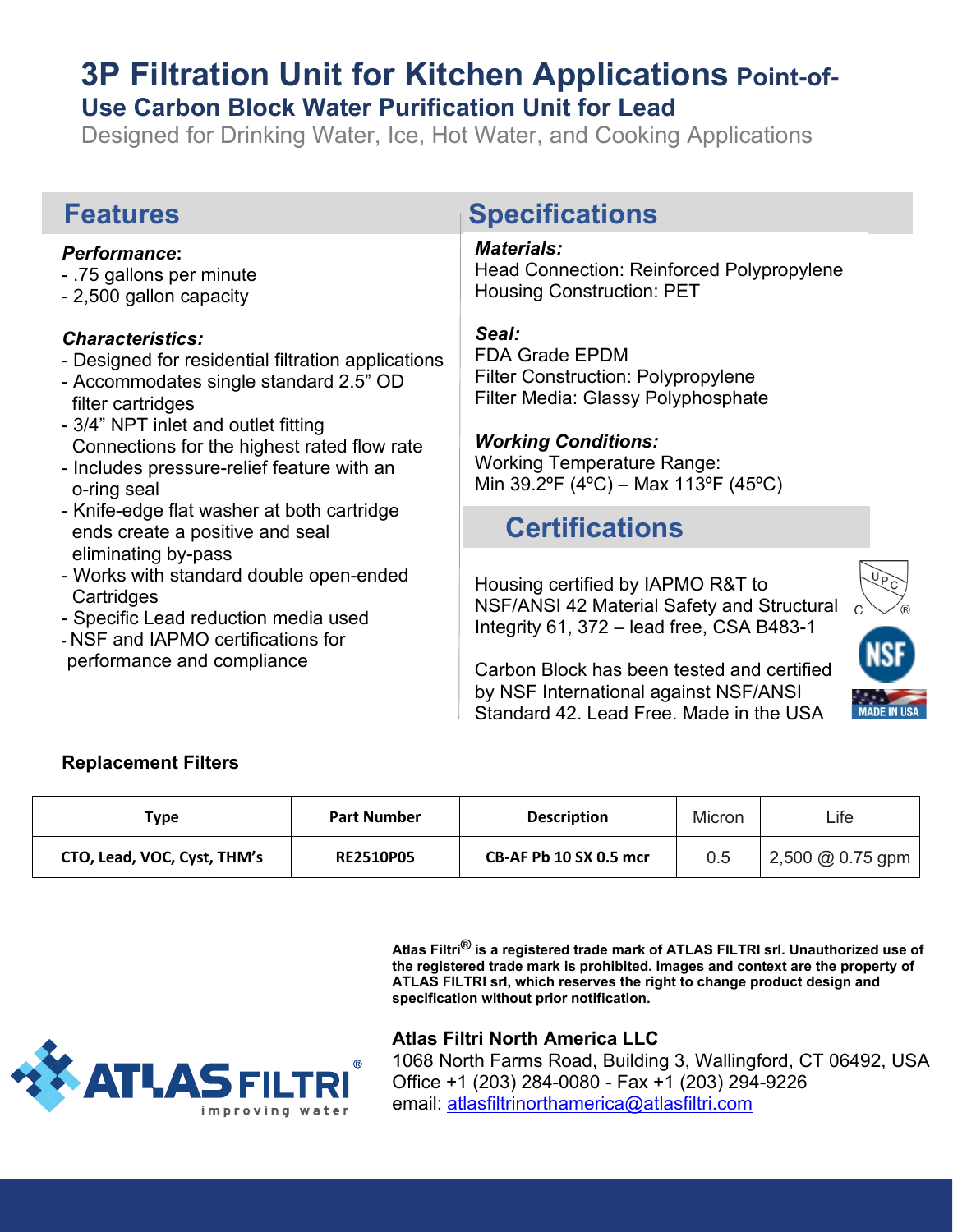# 3P Filtration Unit for Kitchen Applications Point-of-Use Carbon Block Water Purification Unit for Lead

Designed for Drinking Water, Ice, Hot Water, and Cooking Applications

## Features

***Performance*:**
- .75 gallons per minute
- 2,500 gallon capacity

***Characteristics:***
- Designed for residential filtration applications
- Accommodates single standard 2.5" OD filter cartridges
- 3/4" NPT inlet and outlet fitting Connections for the highest rated flow rate
- Includes pressure-relief feature with an o-ring seal
- Knife-edge flat washer at both cartridge ends create a positive and seal eliminating by-pass
- Works with standard double open-ended Cartridges
- Specific Lead reduction media used
- NSF and IAPMO certifications for performance and compliance

## Specifications

***Materials:***
Head Connection: Reinforced Polypropylene
Housing Construction: PET

***Seal:***
FDA Grade EPDM
Filter Construction: Polypropylene
Filter Media: Glassy Polyphosphate

***Working Conditions:***
Working Temperature Range:
Min 39.2ºF (4ºC) – Max 113ºF (45ºC)

## Certifications

Housing certified by IAPMO R&T to NSF/ANSI 42 Material Safety and Structural Integrity 61, 372 – lead free, CSA B483-1

Carbon Block has been tested and certified by NSF International against NSF/ANSI Standard 42. Lead Free. Made in the USA

MADE IN USA

**Replacement Filters**

| Type | Part Number | Description | Micron | Life |
|---|---|---|---|---|
| CTO, Lead, VOC, Cyst, THM's | RE2510P05 | CB-AF Pb 10 SX 0.5 mcr | 0.5 | 2,500 @ 0.75 gpm |

**Atlas Filtri® is a registered trade mark of ATLAS FILTRI srl. Unauthorized use of the registered trade mark is prohibited. Images and context are the property of ATLAS FILTRI srl, which reserves the right to change product design and specification without prior notification.**

ATLAS FILTRI® improving water

**Atlas Filtri North America LLC**
1068 North Farms Road, Building 3, Wallingford, CT 06492, USA
Office +1 (203) 284-0080 - Fax +1 (203) 294-9226
email: atlasfiltrinorthamerica@atlasfiltri.com